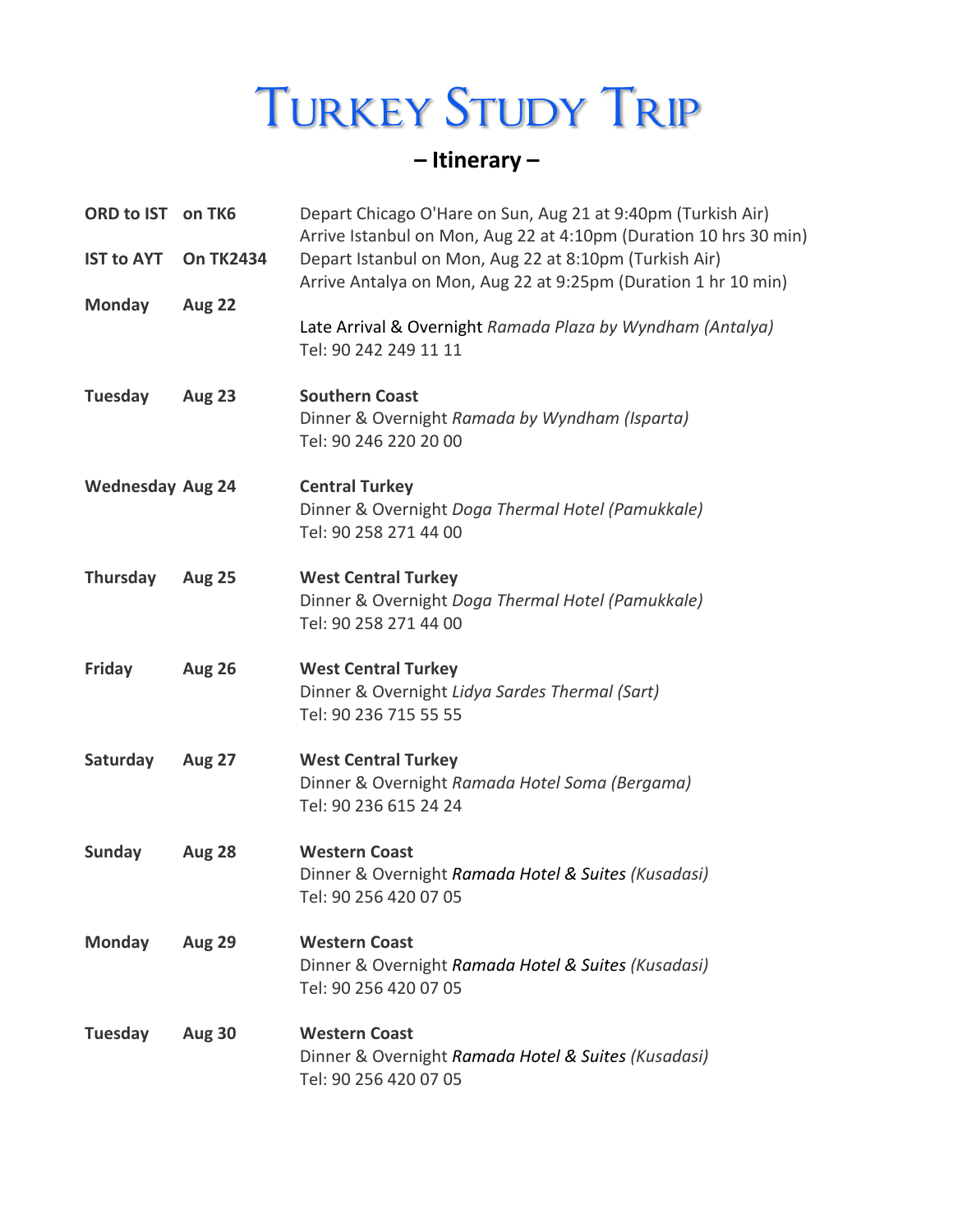# Turkey Study Trip

## – Itinerary –

| | | |
|---|---|---|
| **ORD to IST** | **on TK6** | Depart Chicago O'Hare on Sun, Aug 21 at 9:40pm (Turkish Air)<br>Arrive Istanbul on Mon, Aug 22 at 4:10pm (Duration 10 hrs 30 min) |
| **IST to AYT** | **On TK2434** | Depart Istanbul on Mon, Aug 22 at 8:10pm (Turkish Air)<br>Arrive Antalya on Mon, Aug 22 at 9:25pm (Duration 1 hr 10 min) |
| **Monday** | **Aug 22** | Late Arrival & Overnight *Ramada Plaza by Wyndham (Antalya)*<br>Tel: 90 242 249 11 11 |
| **Tuesday** | **Aug 23** | **Southern Coast**<br>Dinner & Overnight *Ramada by Wyndham (Isparta)*<br>Tel: 90 246 220 20 00 |
| **Wednesday** | **Aug 24** | **Central Turkey**<br>Dinner & Overnight *Doga Thermal Hotel (Pamukkale)*<br>Tel: 90 258 271 44 00 |
| **Thursday** | **Aug 25** | **West Central Turkey**<br>Dinner & Overnight *Doga Thermal Hotel (Pamukkale)*<br>Tel: 90 258 271 44 00 |
| **Friday** | **Aug 26** | **West Central Turkey**<br>Dinner & Overnight *Lidya Sardes Thermal (Sart)*<br>Tel: 90 236 715 55 55 |
| **Saturday** | **Aug 27** | **West Central Turkey**<br>Dinner & Overnight *Ramada Hotel Soma (Bergama)*<br>Tel: 90 236 615 24 24 |
| **Sunday** | **Aug 28** | **Western Coast**<br>Dinner & Overnight *Ramada Hotel & Suites (Kusadasi)*<br>Tel: 90 256 420 07 05 |
| **Monday** | **Aug 29** | **Western Coast**<br>Dinner & Overnight *Ramada Hotel & Suites (Kusadasi)*<br>Tel: 90 256 420 07 05 |
| **Tuesday** | **Aug 30** | **Western Coast**<br>Dinner & Overnight *Ramada Hotel & Suites (Kusadasi)*<br>Tel: 90 256 420 07 05 |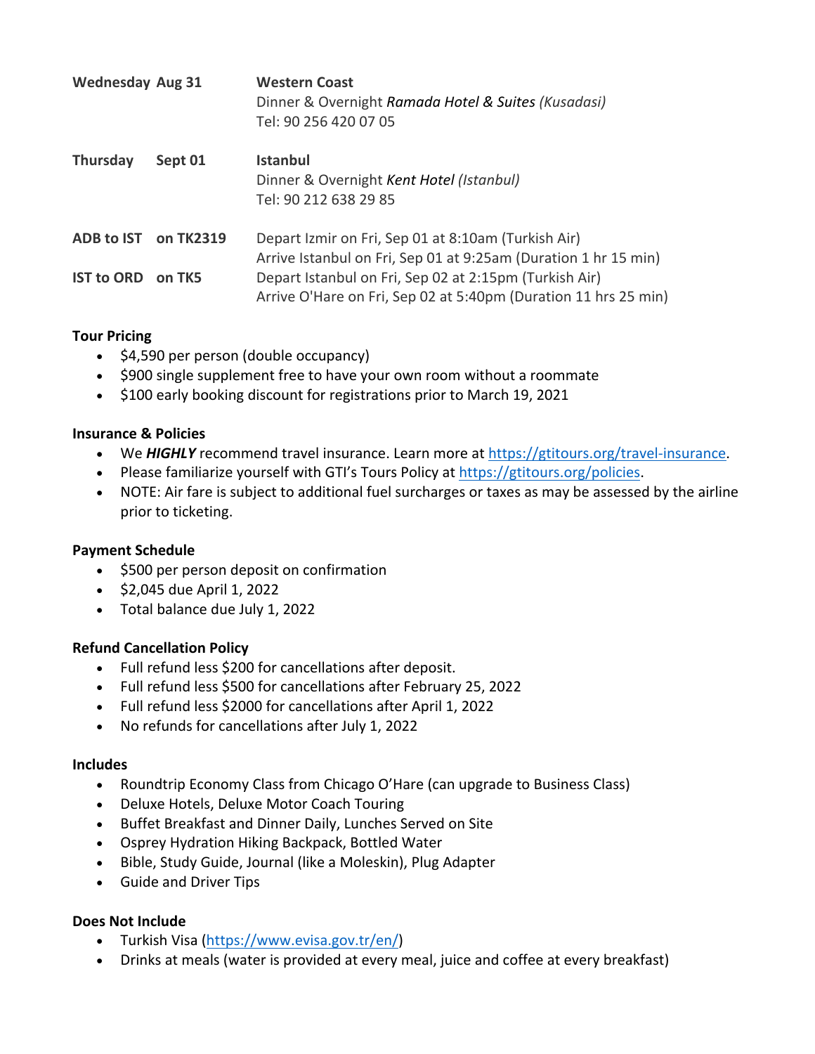| | | |
|---|---|---|
| **Wednesday** | **Aug 31** | **Western Coast**<br>Dinner & Overnight *Ramada Hotel & Suites (Kusadasi)*<br>Tel: 90 256 420 07 05 |
| **Thursday** | **Sept 01** | **Istanbul**<br>Dinner & Overnight *Kent Hotel (Istanbul)*<br>Tel: 90 212 638 29 85 |
| **ADB to IST** | **on TK2319** | Depart Izmir on Fri, Sep 01 at 8:10am (Turkish Air)<br>Arrive Istanbul on Fri, Sep 01 at 9:25am (Duration 1 hr 15 min) |
| **IST to ORD** | **on TK5** | Depart Istanbul on Fri, Sep 02 at 2:15pm (Turkish Air)<br>Arrive O'Hare on Fri, Sep 02 at 5:40pm (Duration 11 hrs 25 min) |

**Tour Pricing**

- $4,590 per person (double occupancy)
- $900 single supplement free to have your own room without a roommate
- $100 early booking discount for registrations prior to March 19, 2021

**Insurance & Policies**

- We ***HIGHLY*** recommend travel insurance. Learn more at https://gtitours.org/travel-insurance.
- Please familiarize yourself with GTI's Tours Policy at https://gtitours.org/policies.
- NOTE: Air fare is subject to additional fuel surcharges or taxes as may be assessed by the airline prior to ticketing.

**Payment Schedule**

- $500 per person deposit on confirmation
- $2,045 due April 1, 2022
- Total balance due July 1, 2022

**Refund Cancellation Policy**

- Full refund less $200 for cancellations after deposit.
- Full refund less $500 for cancellations after February 25, 2022
- Full refund less $2000 for cancellations after April 1, 2022
- No refunds for cancellations after July 1, 2022

**Includes**

- Roundtrip Economy Class from Chicago O'Hare (can upgrade to Business Class)
- Deluxe Hotels, Deluxe Motor Coach Touring
- Buffet Breakfast and Dinner Daily, Lunches Served on Site
- Osprey Hydration Hiking Backpack, Bottled Water
- Bible, Study Guide, Journal (like a Moleskin), Plug Adapter
- Guide and Driver Tips

**Does Not Include**

- Turkish Visa (https://www.evisa.gov.tr/en/)
- Drinks at meals (water is provided at every meal, juice and coffee at every breakfast)